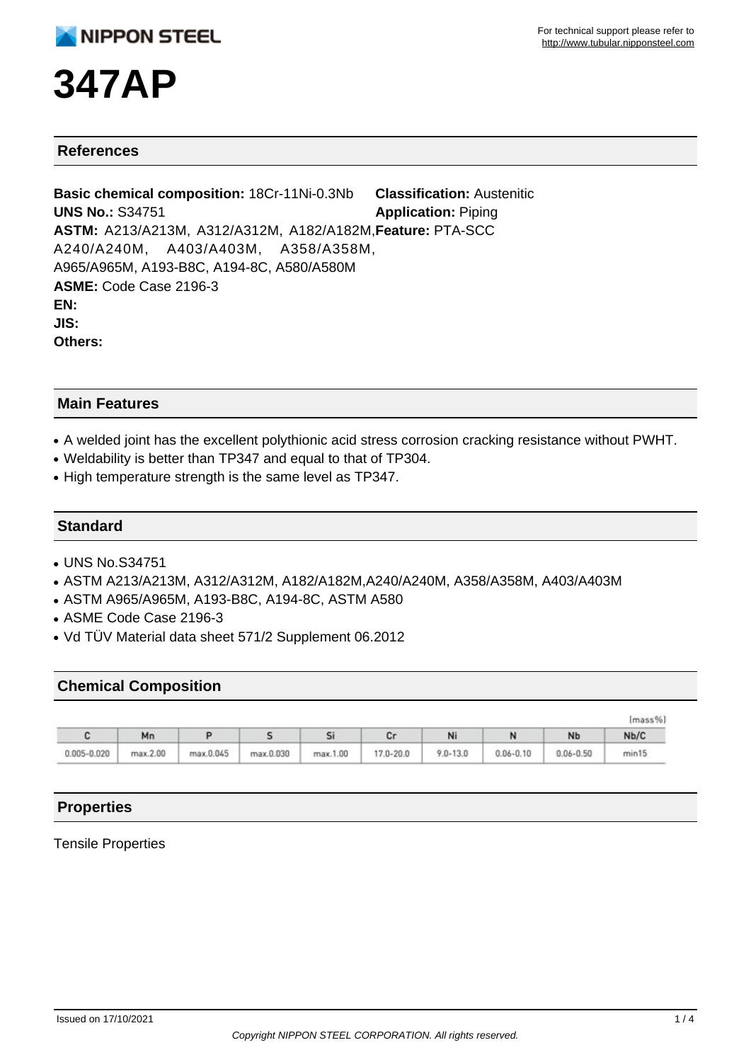# 347AP

## References

**Basic chemical composition:** 18Cr-11Ni-0.3Nb
**UNS No.:** S34751
**ASTM:** A213/A213M, A312/A312M, A182/A182M, A240/A240M, A403/A403M, A358/A358M, A965/A965M, A193-B8C, A194-8C, A580/A580M
**ASME:** Code Case 2196-3
**EN:**
**JIS:**
**Others:**

**Classification:** Austenitic
**Application:** Piping
**Feature:** PTA-SCC

## Main Features

- A welded joint has the excellent polythionic acid stress corrosion cracking resistance without PWHT.
- Weldability is better than TP347 and equal to that of TP304.
- High temperature strength is the same level as TP347.

## Standard

- UNS No.S34751
- ASTM A213/A213M, A312/A312M, A182/A182M,A240/A240M, A358/A358M, A403/A403M
- ASTM A965/A965M, A193-B8C, A194-8C, ASTM A580
- ASME Code Case 2196-3
- Vd TÜV Material data sheet 571/2 Supplement 06.2012

## Chemical Composition

(mass%)

| C | Mn | P | S | Si | Cr | Ni | N | Nb | Nb/C |
|---|---|---|---|---|---|---|---|---|---|
| 0.005-0.020 | max.2.00 | max.0.045 | max.0.030 | max.1.00 | 17.0-20.0 | 9.0-13.0 | 0.06-0.10 | 0.06-0.50 | min15 |

## Properties

Tensile Properties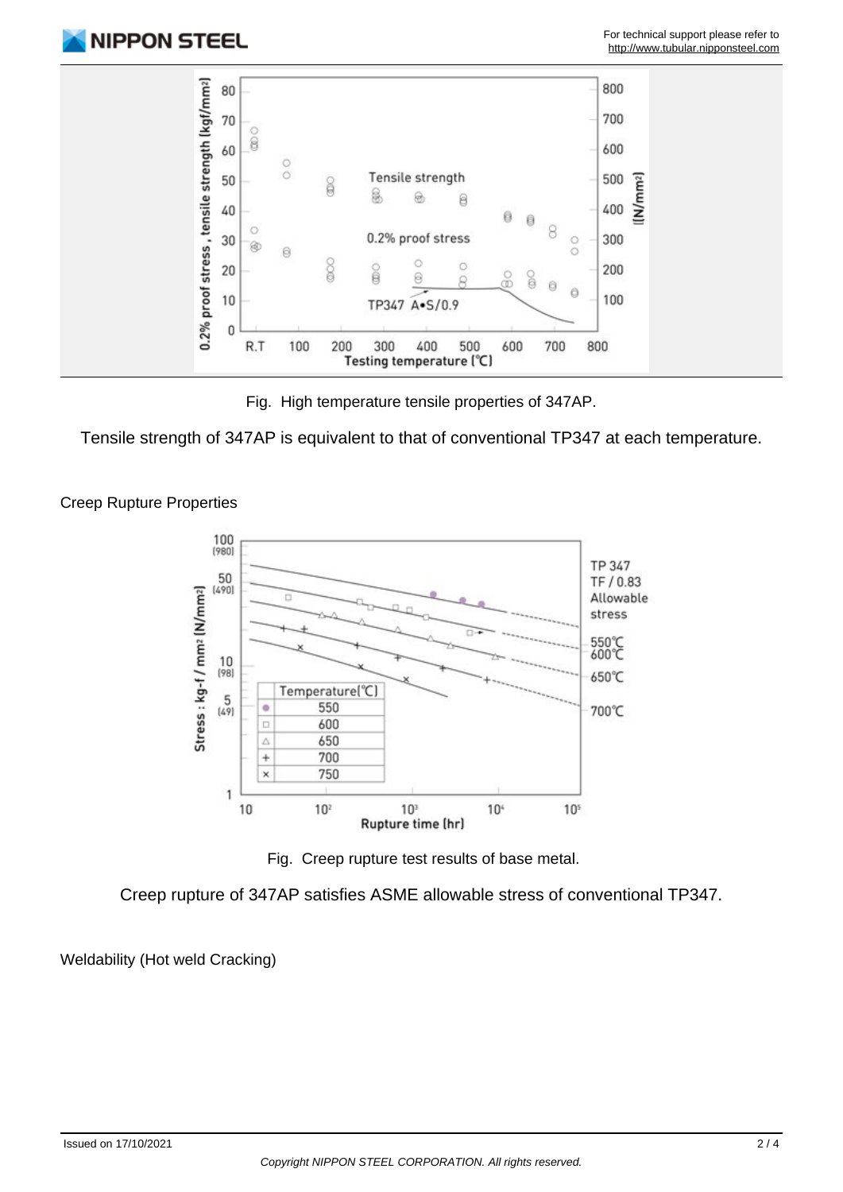Fig. High temperature tensile properties of 347AP.

Tensile strength of 347AP is equivalent to that of conventional TP347 at each temperature.

Creep Rupture Properties

Fig. Creep rupture test results of base metal.

Creep rupture of 347AP satisfies ASME allowable stress of conventional TP347.

Weldability (Hot weld Cracking)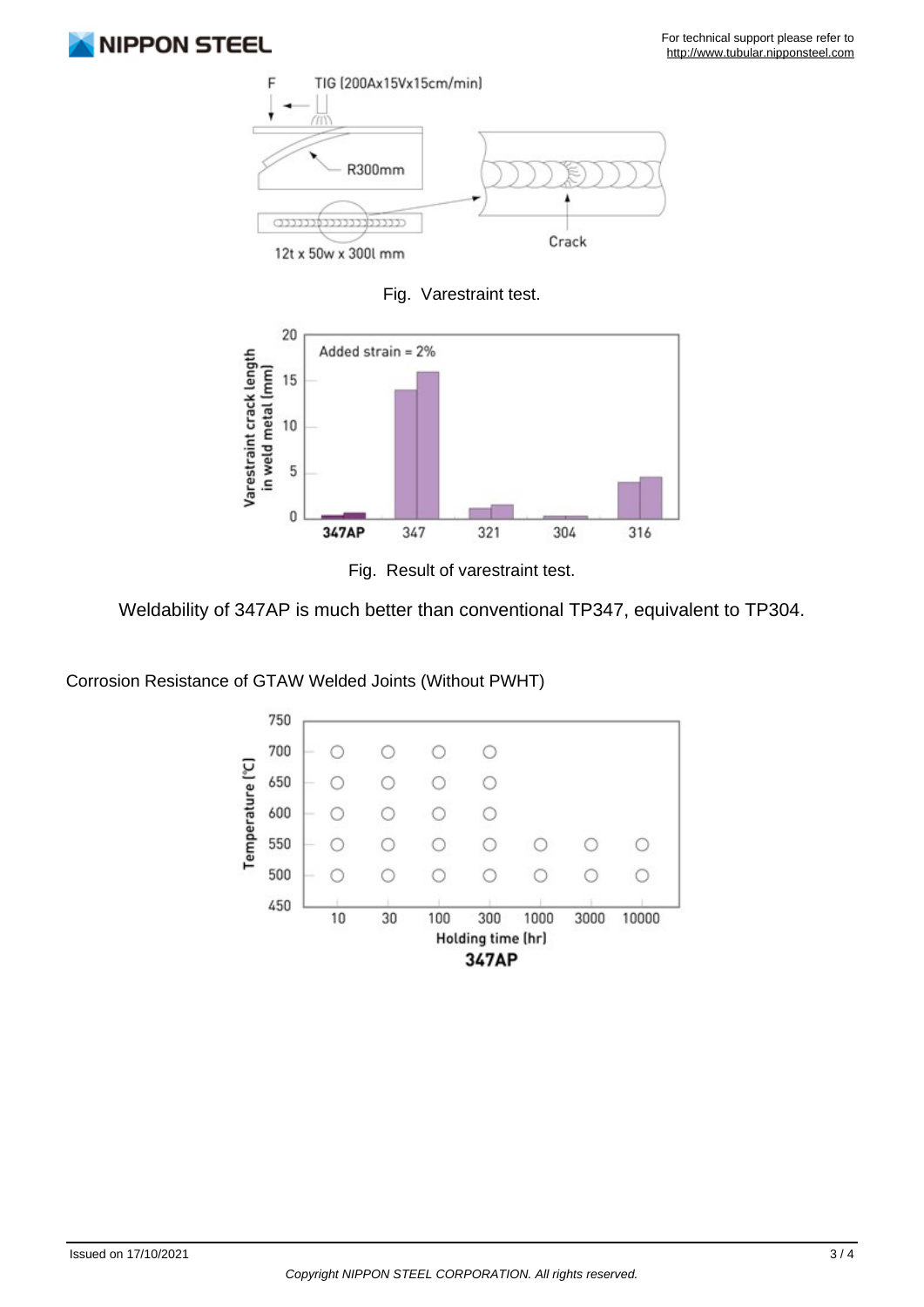Fig. Varestraint test.

Fig. Result of varestraint test.

Weldability of 347AP is much better than conventional TP347, equivalent to TP304.

Corrosion Resistance of GTAW Welded Joints (Without PWHT)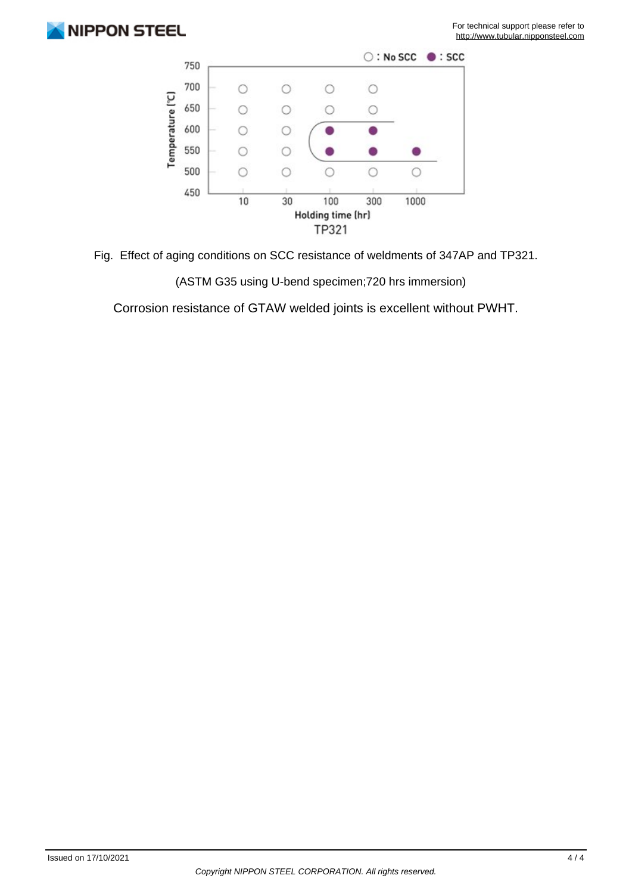○ : No SCC ● : SCC

Temperature (℃)

750
700
650
600
550
500
450

10
30
100
300
1000

Holding time (hr)

TP321

Fig. Effect of aging conditions on SCC resistance of weldments of 347AP and TP321.

(ASTM G35 using U-bend specimen;720 hrs immersion)

Corrosion resistance of GTAW welded joints is excellent without PWHT.